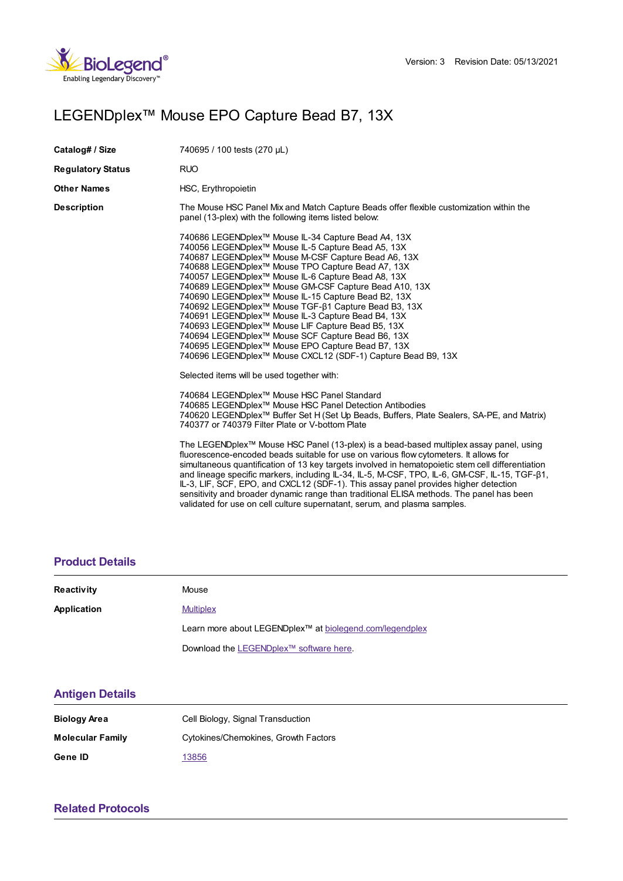Version: 3 Revision Date: 05/13/2021

# LEGENDplex™ Mouse EPO Capture Bead B7, 13X

| | |
|---|---|
| **Catalog# / Size** | 740695 / 100 tests (270 µL) |
| **Regulatory Status** | RUO |
| **Other Names** | HSC, Erythropoietin |

**Description**

The Mouse HSC Panel Mix and Match Capture Beads offer flexible customization within the panel (13-plex) with the following items listed below:

740686 LEGENDplex™ Mouse IL-34 Capture Bead A4, 13X
740056 LEGENDplex™ Mouse IL-5 Capture Bead A5, 13X
740687 LEGENDplex™ Mouse M-CSF Capture Bead A6, 13X
740688 LEGENDplex™ Mouse TPO Capture Bead A7, 13X
740057 LEGENDplex™ Mouse IL-6 Capture Bead A8, 13X
740689 LEGENDplex™ Mouse GM-CSF Capture Bead A10, 13X
740690 LEGENDplex™ Mouse IL-15 Capture Bead B2, 13X
740692 LEGENDplex™ Mouse TGF-β1 Capture Bead B3, 13X
740691 LEGENDplex™ Mouse IL-3 Capture Bead B4, 13X
740693 LEGENDplex™ Mouse LIF Capture Bead B5, 13X
740694 LEGENDplex™ Mouse SCF Capture Bead B6, 13X
740695 LEGENDplex™ Mouse EPO Capture Bead B7, 13X
740696 LEGENDplex™ Mouse CXCL12 (SDF-1) Capture Bead B9, 13X

Selected items will be used together with:

740684 LEGENDplex™ Mouse HSC Panel Standard
740685 LEGENDplex™ Mouse HSC Panel Detection Antibodies
740620 LEGENDplex™ Buffer Set H (Set Up Beads, Buffers, Plate Sealers, SA-PE, and Matrix)
740377 or 740379 Filter Plate or V-bottom Plate

The LEGENDplex™ Mouse HSC Panel (13-plex) is a bead-based multiplex assay panel, using fluorescence-encoded beads suitable for use on various flow cytometers. It allows for simultaneous quantification of 13 key targets involved in hematopoietic stem cell differentiation and lineage specific markers, including IL-34, IL-5, M-CSF, TPO, IL-6, GM-CSF, IL-15, TGF-β1, IL-3, LIF, SCF, EPO, and CXCL12 (SDF-1). This assay panel provides higher detection sensitivity and broader dynamic range than traditional ELISA methods. The panel has been validated for use on cell culture supernatant, serum, and plasma samples.

## Product Details

| | |
|---|---|
| **Reactivity** | Mouse |
| **Application** | Multiplex |
| | Learn more about LEGENDplex™ at biolegend.com/legendplex |
| | Download the LEGENDplex™ software here. |

## Antigen Details

| | |
|---|---|
| **Biology Area** | Cell Biology, Signal Transduction |
| **Molecular Family** | Cytokines/Chemokines, Growth Factors |
| **Gene ID** | 13856 |

## Related Protocols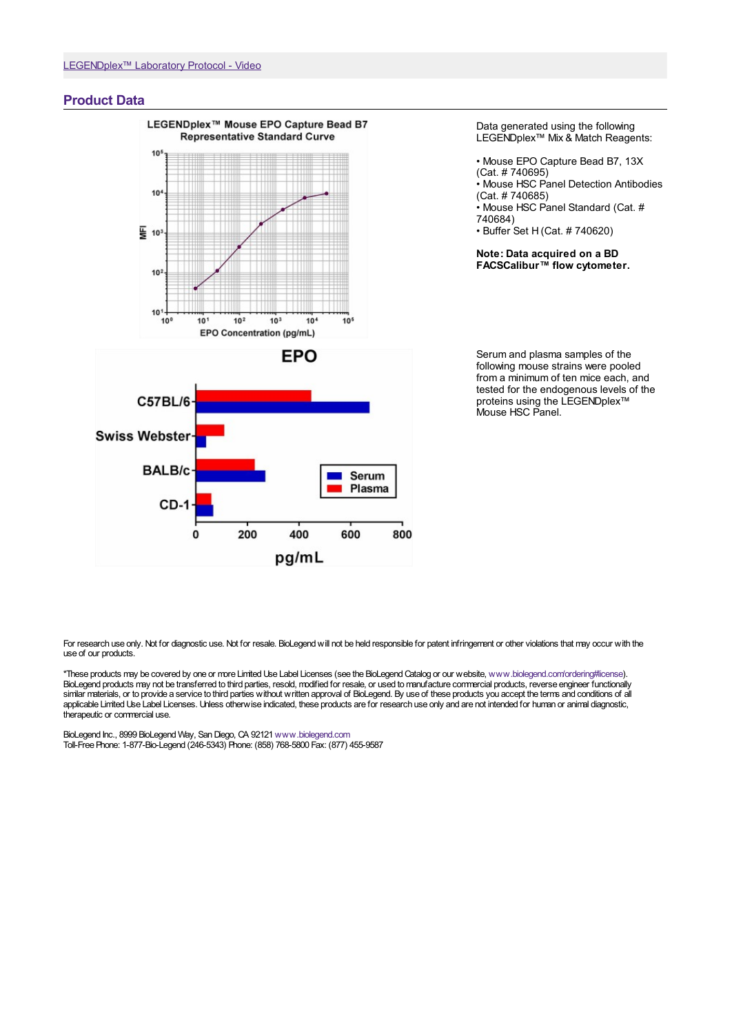LEGENDplex™ Laboratory Protocol - Video

## Product Data

LEGENDplex™ Mouse EPO Capture Bead B7
Representative Standard Curve

MFI

$10^5$
$10^4$
$10^3$
$10^2$
$10^1$

$10^0$ $10^1$ $10^2$ $10^3$ $10^4$ $10^5$

EPO Concentration (pg/mL)

Data generated using the following LEGENDplex™ Mix & Match Reagents:

- Mouse EPO Capture Bead B7, 13X (Cat. # 740695)
- Mouse HSC Panel Detection Antibodies (Cat. # 740685)
- Mouse HSC Panel Standard (Cat. # 740684)
- Buffer Set H (Cat. # 740620)

**Note: Data acquired on a BD FACSCalibur™ flow cytometer.**

EPO

C57BL/6
Swiss Webster
BALB/c
CD-1

Serum
Plasma

0 200 400 600 800

pg/mL

Serum and plasma samples of the following mouse strains were pooled from a minimum of ten mice each, and tested for the endogenous levels of the proteins using the LEGENDplex™ Mouse HSC Panel.

For research use only. Not for diagnostic use. Not for resale. BioLegend will not be held responsible for patent infringement or other violations that may occur with the use of our products.

*These products may be covered by one or more Limited Use Label Licenses (see the BioLegend Catalog or our website, www.biolegend.com/ordering#license). BioLegend products may not be transferred to third parties, resold, modified for resale, or used to manufacture commercial products, reverse engineer functionally similar materials, or to provide a service to third parties without written approval of BioLegend. By use of these products you accept the terms and conditions of all applicable Limited Use Label Licenses. Unless otherwise indicated, these products are for research use only and are not intended for human or animal diagnostic, therapeutic or commercial use.

BioLegend Inc., 8999 BioLegend Way, San Diego, CA 92121 www.biolegend.com
Toll-Free Phone: 1-877-Bio-Legend (246-5343) Phone: (858) 768-5800 Fax: (877) 455-9587